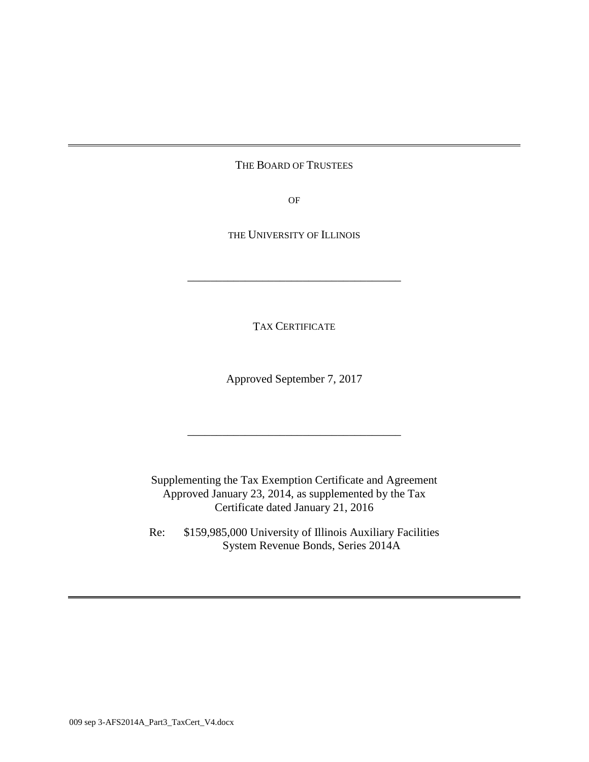THE BOARD OF TRUSTEES

OF

THE UNIVERSITY OF ILLINOIS

---

TAX CERTIFICATE

Approved September 7, 2017

---

Supplementing the Tax Exemption Certificate and Agreement Approved January 23, 2014, as supplemented by the Tax Certificate dated January 21, 2016

Re: $159,985,000 University of Illinois Auxiliary Facilities System Revenue Bonds, Series 2014A

009 sep 3-AFS2014A_Part3_TaxCert_V4.docx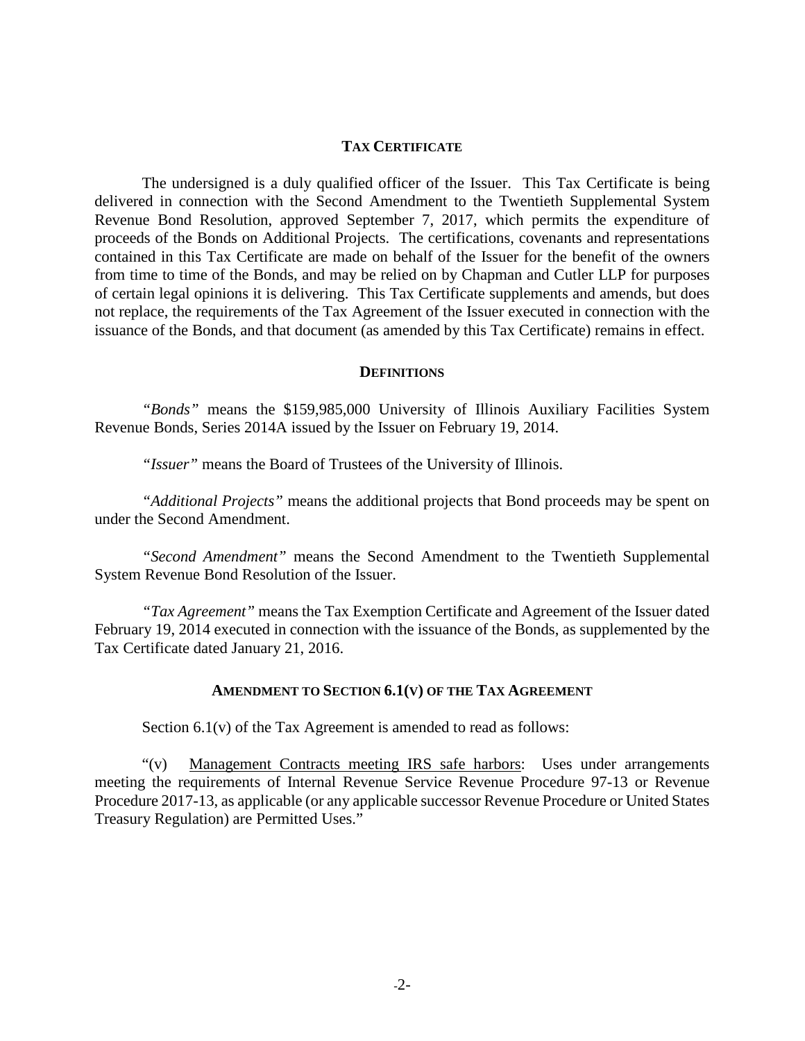## TAX CERTIFICATE

The undersigned is a duly qualified officer of the Issuer. This Tax Certificate is being delivered in connection with the Second Amendment to the Twentieth Supplemental System Revenue Bond Resolution, approved September 7, 2017, which permits the expenditure of proceeds of the Bonds on Additional Projects. The certifications, covenants and representations contained in this Tax Certificate are made on behalf of the Issuer for the benefit of the owners from time to time of the Bonds, and may be relied on by Chapman and Cutler LLP for purposes of certain legal opinions it is delivering. This Tax Certificate supplements and amends, but does not replace, the requirements of the Tax Agreement of the Issuer executed in connection with the issuance of the Bonds, and that document (as amended by this Tax Certificate) remains in effect.

## DEFINITIONS

*"Bonds"* means the $159,985,000 University of Illinois Auxiliary Facilities System Revenue Bonds, Series 2014A issued by the Issuer on February 19, 2014.

*"Issuer"* means the Board of Trustees of the University of Illinois.

*"Additional Projects"* means the additional projects that Bond proceeds may be spent on under the Second Amendment.

*"Second Amendment"* means the Second Amendment to the Twentieth Supplemental System Revenue Bond Resolution of the Issuer.

*"Tax Agreement"* means the Tax Exemption Certificate and Agreement of the Issuer dated February 19, 2014 executed in connection with the issuance of the Bonds, as supplemented by the Tax Certificate dated January 21, 2016.

## AMENDMENT TO SECTION 6.1(V) OF THE TAX AGREEMENT

Section 6.1(v) of the Tax Agreement is amended to read as follows:

"(v) Management Contracts meeting IRS safe harbors: Uses under arrangements meeting the requirements of Internal Revenue Service Revenue Procedure 97-13 or Revenue Procedure 2017-13, as applicable (or any applicable successor Revenue Procedure or United States Treasury Regulation) are Permitted Uses."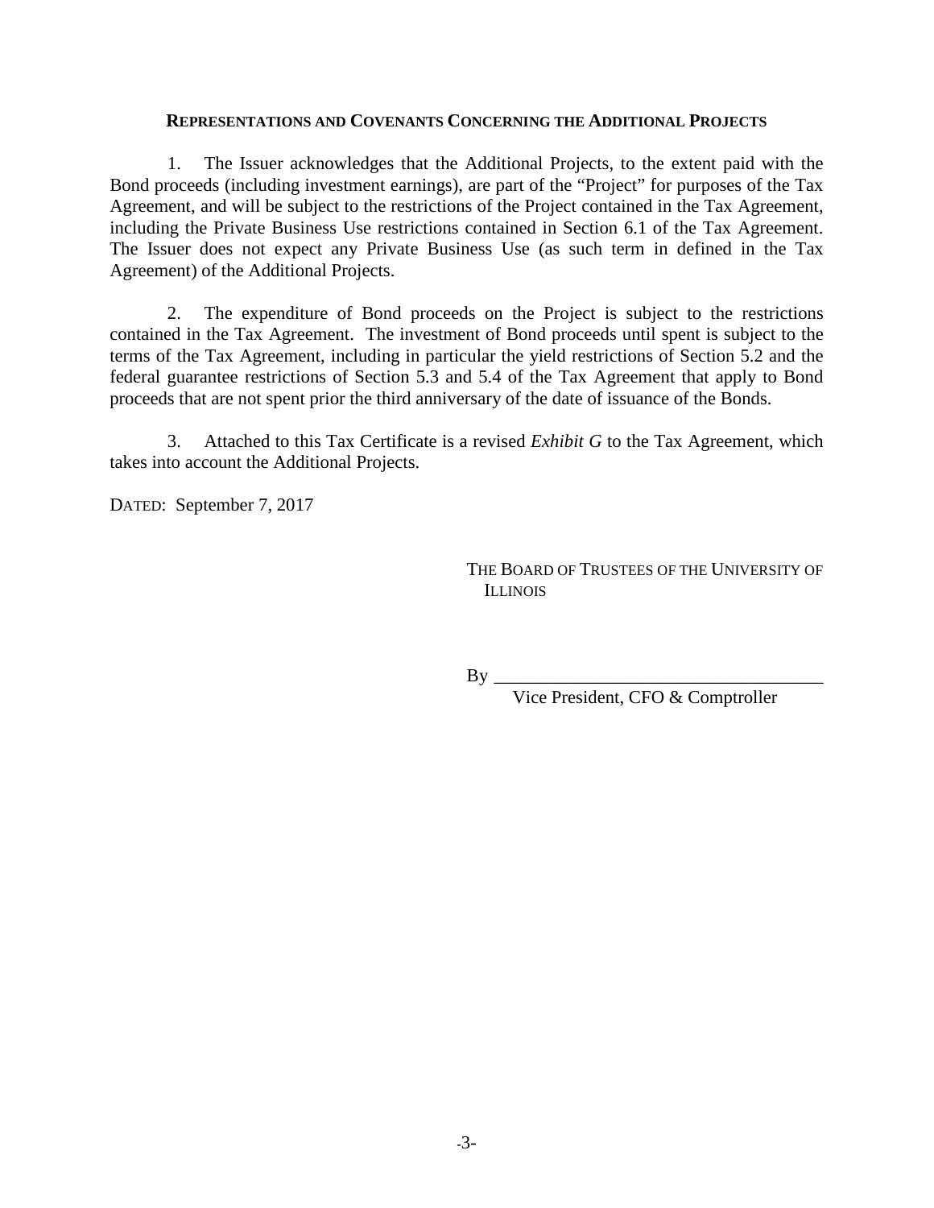**REPRESENTATIONS AND COVENANTS CONCERNING THE ADDITIONAL PROJECTS**

1. The Issuer acknowledges that the Additional Projects, to the extent paid with the Bond proceeds (including investment earnings), are part of the "Project" for purposes of the Tax Agreement, and will be subject to the restrictions of the Project contained in the Tax Agreement, including the Private Business Use restrictions contained in Section 6.1 of the Tax Agreement. The Issuer does not expect any Private Business Use (as such term in defined in the Tax Agreement) of the Additional Projects.

2. The expenditure of Bond proceeds on the Project is subject to the restrictions contained in the Tax Agreement. The investment of Bond proceeds until spent is subject to the terms of the Tax Agreement, including in particular the yield restrictions of Section 5.2 and the federal guarantee restrictions of Section 5.3 and 5.4 of the Tax Agreement that apply to Bond proceeds that are not spent prior the third anniversary of the date of issuance of the Bonds.

3. Attached to this Tax Certificate is a revised *Exhibit G* to the Tax Agreement, which takes into account the Additional Projects.

DATED: September 7, 2017

THE BOARD OF TRUSTEES OF THE UNIVERSITY OF ILLINOIS

By ____________________________________
Vice President, CFO & Comptroller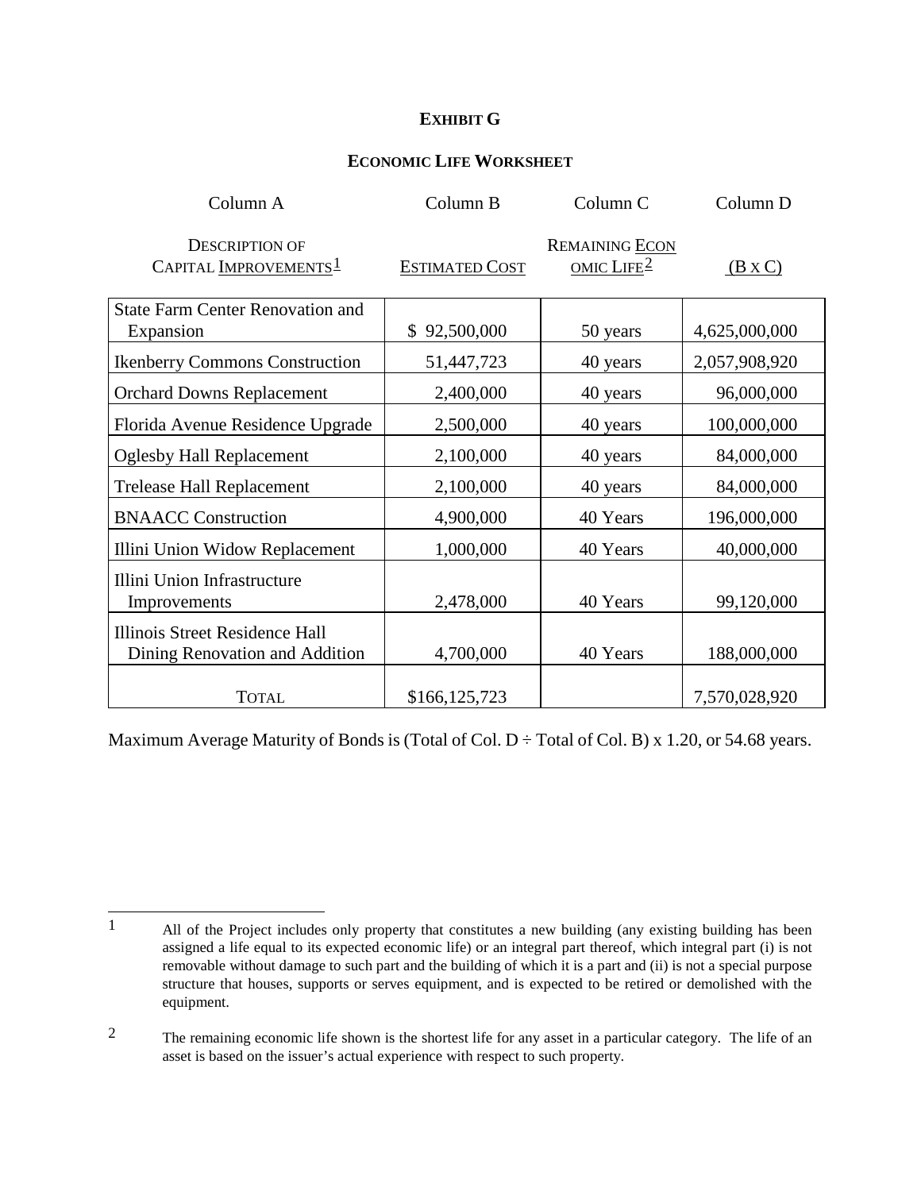**EXHIBIT G**

**ECONOMIC LIFE WORKSHEET**

| Column A<br>DESCRIPTION OF CAPITAL IMPROVEMENTS[1] | Column B<br>ESTIMATED COST | Column C<br>REMAINING ECONOMIC LIFE[2] | Column D<br>(B x C) |
|---|---|---|---|
| State Farm Center Renovation and Expansion | $ 92,500,000 | 50 years | 4,625,000,000 |
| Ikenberry Commons Construction | 51,447,723 | 40 years | 2,057,908,920 |
| Orchard Downs Replacement | 2,400,000 | 40 years | 96,000,000 |
| Florida Avenue Residence Upgrade | 2,500,000 | 40 years | 100,000,000 |
| Oglesby Hall Replacement | 2,100,000 | 40 years | 84,000,000 |
| Trelease Hall Replacement | 2,100,000 | 40 years | 84,000,000 |
| BNAACC Construction | 4,900,000 | 40 Years | 196,000,000 |
| Illini Union Widow Replacement | 1,000,000 | 40 Years | 40,000,000 |
| Illini Union Infrastructure Improvements | 2,478,000 | 40 Years | 99,120,000 |
| Illinois Street Residence Hall Dining Renovation and Addition | 4,700,000 | 40 Years | 188,000,000 |
| TOTAL | $166,125,723 | | 7,570,028,920 |

Maximum Average Maturity of Bonds is (Total of Col. D ÷ Total of Col. B) x 1.20, or 54.68 years.

---

1 All of the Project includes only property that constitutes a new building (any existing building has been assigned a life equal to its expected economic life) or an integral part thereof, which integral part (i) is not removable without damage to such part and the building of which it is a part and (ii) is not a special purpose structure that houses, supports or serves equipment, and is expected to be retired or demolished with the equipment.

2 The remaining economic life shown is the shortest life for any asset in a particular category. The life of an asset is based on the issuer's actual experience with respect to such property.